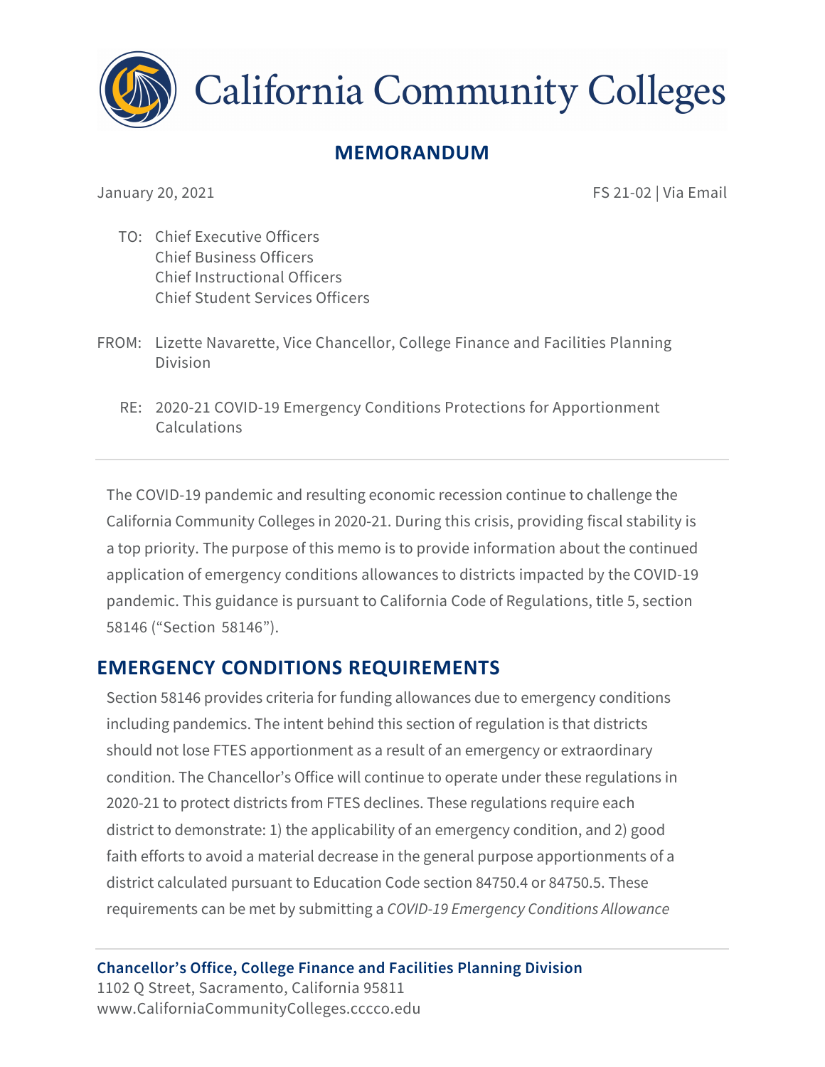California Community Colleges

## MEMORANDUM

January 20, 2021

FS 21-02 | Via Email

TO: Chief Executive Officers
Chief Business Officers
Chief Instructional Officers
Chief Student Services Officers

FROM: Lizette Navarette, Vice Chancellor, College Finance and Facilities Planning Division

RE: 2020-21 COVID-19 Emergency Conditions Protections for Apportionment Calculations

---

The COVID-19 pandemic and resulting economic recession continue to challenge the California Community Colleges in 2020-21. During this crisis, providing fiscal stability is a top priority. The purpose of this memo is to provide information about the continued application of emergency conditions allowances to districts impacted by the COVID-19 pandemic. This guidance is pursuant to California Code of Regulations, title 5, section 58146 ("Section 58146").

## EMERGENCY CONDITIONS REQUIREMENTS

Section 58146 provides criteria for funding allowances due to emergency conditions including pandemics. The intent behind this section of regulation is that districts should not lose FTES apportionment as a result of an emergency or extraordinary condition. The Chancellor's Office will continue to operate under these regulations in 2020-21 to protect districts from FTES declines. These regulations require each district to demonstrate: 1) the applicability of an emergency condition, and 2) good faith efforts to avoid a material decrease in the general purpose apportionments of a district calculated pursuant to Education Code section 84750.4 or 84750.5. These requirements can be met by submitting a *COVID-19 Emergency Conditions Allowance*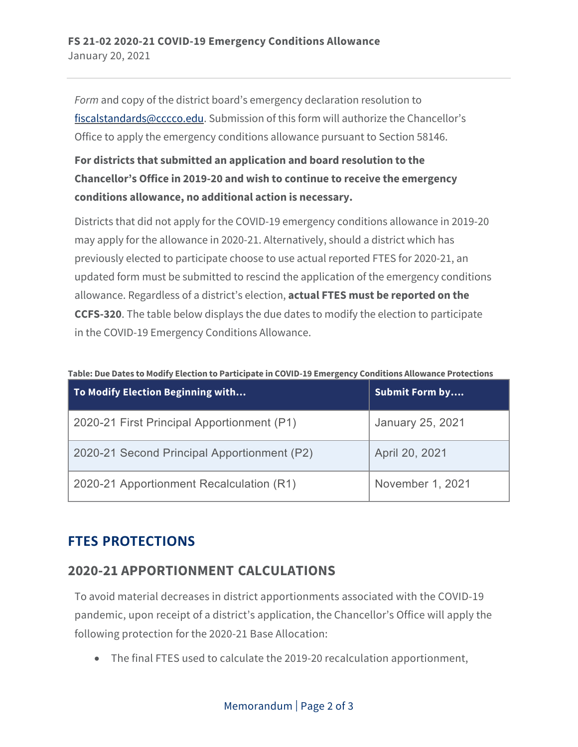*Form* and copy of the district board's emergency declaration resolution to fiscalstandards@cccco.edu. Submission of this form will authorize the Chancellor's Office to apply the emergency conditions allowance pursuant to Section 58146.

**For districts that submitted an application and board resolution to the Chancellor's Office in 2019-20 and wish to continue to receive the emergency conditions allowance, no additional action is necessary.**

Districts that did not apply for the COVID-19 emergency conditions allowance in 2019-20 may apply for the allowance in 2020-21. Alternatively, should a district which has previously elected to participate choose to use actual reported FTES for 2020-21, an updated form must be submitted to rescind the application of the emergency conditions allowance. Regardless of a district's election, **actual FTES must be reported on the CCFS-320**. The table below displays the due dates to modify the election to participate in the COVID-19 Emergency Conditions Allowance.

**Table: Due Dates to Modify Election to Participate in COVID-19 Emergency Conditions Allowance Protections**

| To Modify Election Beginning with... | Submit Form by.... |
|---|---|
| 2020-21 First Principal Apportionment (P1) | January 25, 2021 |
| 2020-21 Second Principal Apportionment (P2) | April 20, 2021 |
| 2020-21 Apportionment Recalculation (R1) | November 1, 2021 |

## FTES PROTECTIONS

### 2020-21 APPORTIONMENT CALCULATIONS

To avoid material decreases in district apportionments associated with the COVID-19 pandemic, upon receipt of a district's application, the Chancellor's Office will apply the following protection for the 2020-21 Base Allocation:

- The final FTES used to calculate the 2019-20 recalculation apportionment,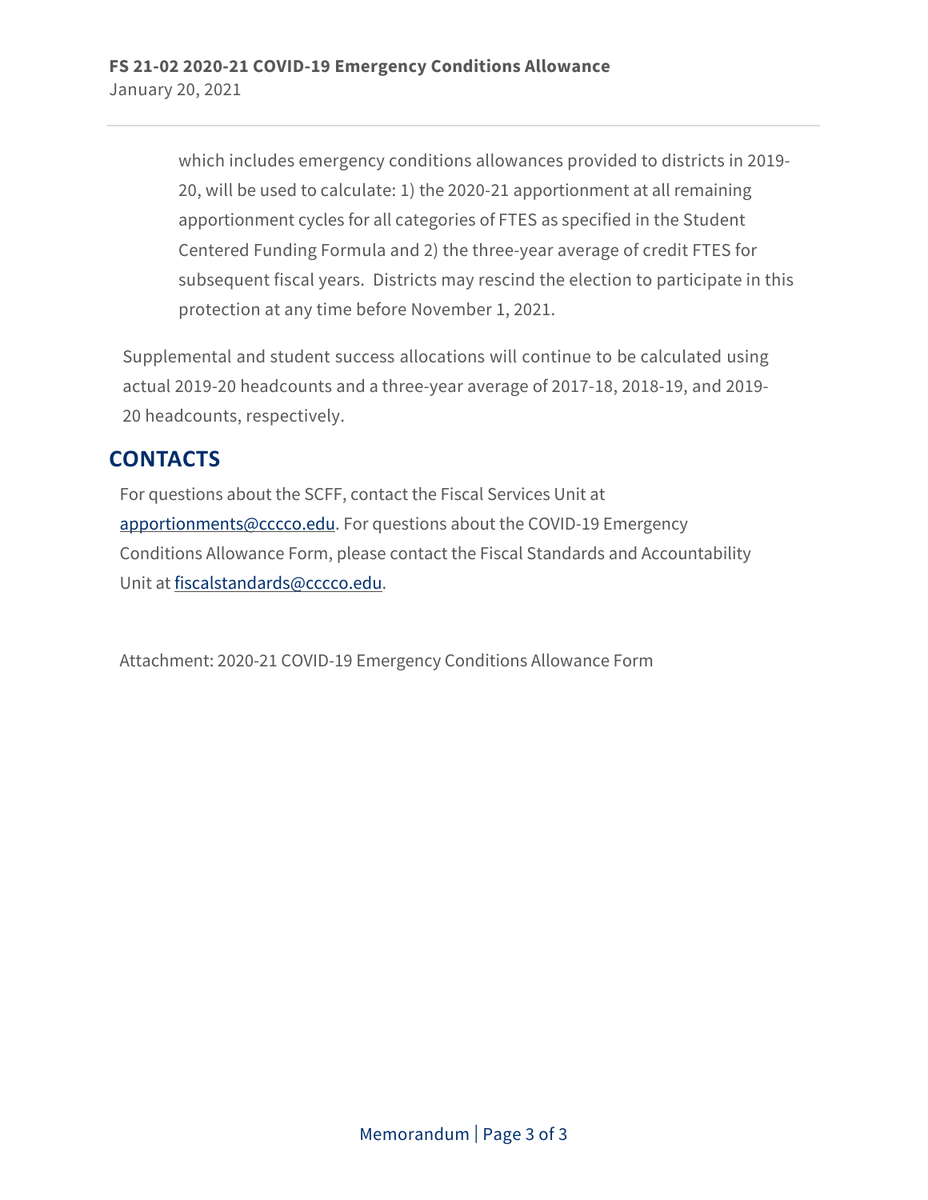which includes emergency conditions allowances provided to districts in 2019-20, will be used to calculate: 1) the 2020-21 apportionment at all remaining apportionment cycles for all categories of FTES as specified in the Student Centered Funding Formula and 2) the three-year average of credit FTES for subsequent fiscal years. Districts may rescind the election to participate in this protection at any time before November 1, 2021.

Supplemental and student success allocations will continue to be calculated using actual 2019-20 headcounts and a three-year average of 2017-18, 2018-19, and 2019-20 headcounts, respectively.

## CONTACTS

For questions about the SCFF, contact the Fiscal Services Unit at apportionments@cccco.edu. For questions about the COVID-19 Emergency Conditions Allowance Form, please contact the Fiscal Standards and Accountability Unit at fiscalstandards@cccco.edu.

Attachment: 2020-21 COVID-19 Emergency Conditions Allowance Form